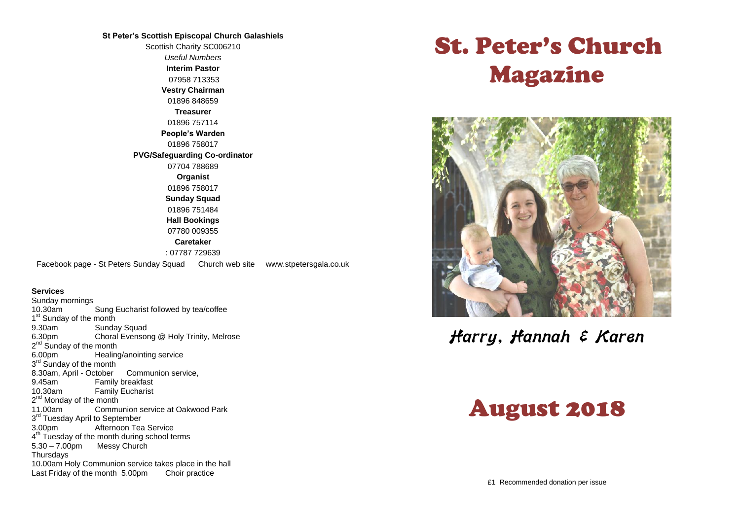**St Peter's Scottish Episcopal Church Galashiels**

Scottish Charity SC006210

*Useful Numbers*

**Interim Pastor**

07958 713353

**Vestry Chairman**

01896 848659

**Treasurer**

01896 757114

**People's Warden**

01896 758017

**PVG/Safeguarding Co-ordinator**

07704 788689

**Organist**

01896 758017

**Sunday Squad**

01896 751484

**Hall Bookings**

07780 009355

**Caretaker**

: 07787 729639

Facebook page - St Peters Sunday Squad    Church web site    www.stpetersgala.co.uk

**Services**

Sunday mornings
10.30am    Sung Eucharist followed by tea/coffee
1st Sunday of the month
9.30am    Sunday Squad
6.30pm    Choral Evensong @ Holy Trinity, Melrose
2nd Sunday of the month
6.00pm    Healing/anointing service
3rd Sunday of the month
8.30am, April - October    Communion service,
9.45am    Family breakfast
10.30am    Family Eucharist
2nd Monday of the month
11.00am    Communion service at Oakwood Park
3rd Tuesday April to September
3.00pm    Afternoon Tea Service
4th Tuesday of the month during school terms
5.30 – 7.00pm    Messy Church
Thursdays
10.00am Holy Communion service takes place in the hall
Last Friday of the month 5.00pm    Choir practice

# St. Peter's Church Magazine

*Harry, Hannah & Karen*

# August 2018

£1 Recommended donation per issue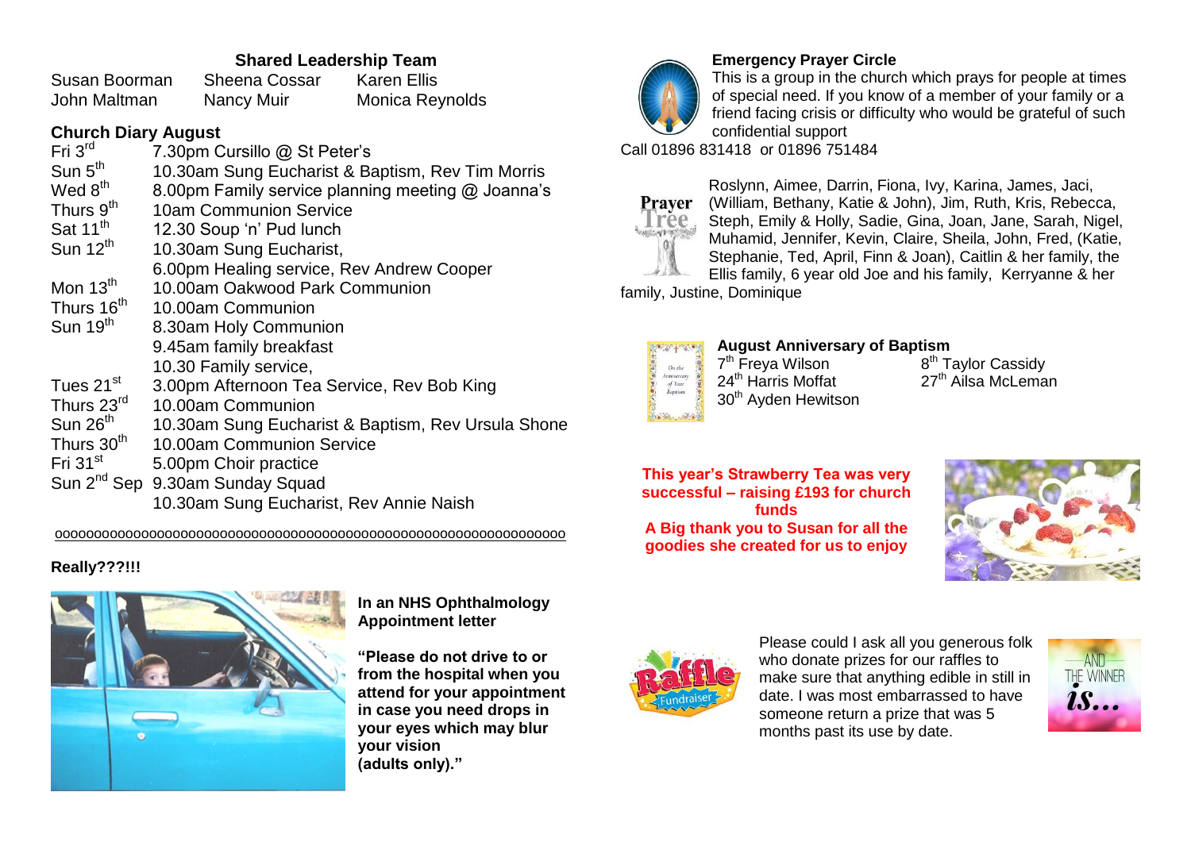## Shared Leadership Team

| | | |
|---|---|---|
| Susan Boorman | Sheena Cossar | Karen Ellis |
| John Maltman | Nancy Muir | Monica Reynolds |

## Church Diary August

| | |
|---|---|
| Fri 3rd | 7.30pm Cursillo @ St Peter's |
| Sun 5th | 10.30am Sung Eucharist & Baptism, Rev Tim Morris |
| Wed 8th | 8.00pm Family service planning meeting @ Joanna's |
| Thurs 9th | 10am Communion Service |
| Sat 11th | 12.30 Soup 'n' Pud lunch |
| Sun 12th | 10.30am Sung Eucharist, |
| | 6.00pm Healing service, Rev Andrew Cooper |
| Mon 13th | 10.00am Oakwood Park Communion |
| Thurs 16th | 10.00am Communion |
| Sun 19th | 8.30am Holy Communion |
| | 9.45am family breakfast |
| | 10.30 Family service, |
| Tues 21st | 3.00pm Afternoon Tea Service, Rev Bob King |
| Thurs 23rd | 10.00am Communion |
| Sun 26th | 10.30am Sung Eucharist & Baptism, Rev Ursula Shone |
| Thurs 30th | 10.00am Communion Service |
| Fri 31st | 5.00pm Choir practice |
| Sun 2nd Sep | 9.30am Sunday Squad |
| | 10.30am Sung Eucharist, Rev Annie Naish |

oooooooooooooooooooooooooooooooooooooooooooooooooooooooooooooooo

**Really???!!!**

**In an NHS Ophthalmology Appointment letter**

**"Please do not drive to or from the hospital when you attend for your appointment in case you need drops in your eyes which may blur your vision (adults only)."**

**Emergency Prayer Circle**

This is a group in the church which prays for people at times of special need. If you know of a member of your family or a friend facing crisis or difficulty who would be grateful of such confidential support

Call 01896 831418 or 01896 751484

Roslynn, Aimee, Darrin, Fiona, Ivy, Karina, James, Jaci, (William, Bethany, Katie & John), Jim, Ruth, Kris, Rebecca, Steph, Emily & Holly, Sadie, Gina, Joan, Jane, Sarah, Nigel, Muhamid, Jennifer, Kevin, Claire, Sheila, John, Fred, (Katie, Stephanie, Ted, April, Finn & Joan), Caitlin & her family, the Ellis family, 6 year old Joe and his family, Kerryanne & her family, Justine, Dominique

**August Anniversary of Baptism**

| | |
|---|---|
| 7th Freya Wilson | 8th Taylor Cassidy |
| 24th Harris Moffat | 27th Ailsa McLeman |
| 30th Ayden Hewitson | |

**This year's Strawberry Tea was very successful – raising £193 for church funds**

**A Big thank you to Susan for all the goodies she created for us to enjoy**

Please could I ask all you generous folk who donate prizes for our raffles to make sure that anything edible in still in date. I was most embarrassed to have someone return a prize that was 5 months past its use by date.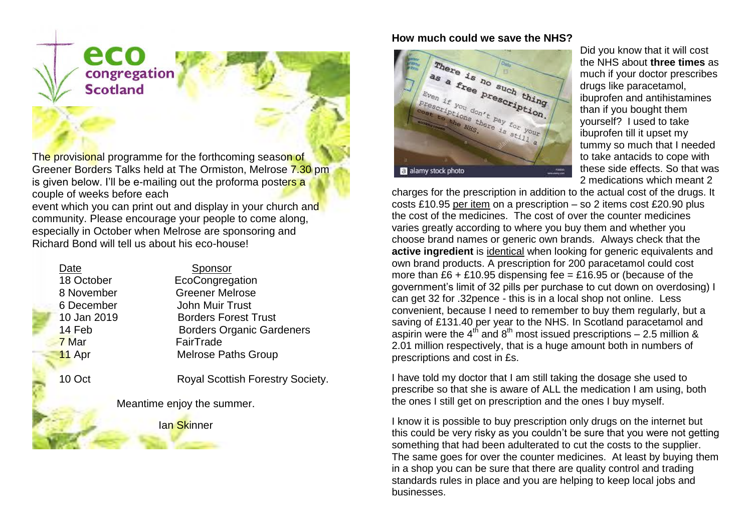eco congregation Scotland

The provisional programme for the forthcoming season of Greener Borders Talks held at The Ormiston, Melrose 7.30 pm is given below. I'll be e-mailing out the proforma posters a couple of weeks before each event which you can print out and display in your church and community. Please encourage your people to come along, especially in October when Melrose are sponsoring and Richard Bond will tell us about his eco-house!

| Date | Sponsor |
|---|---|
| 18 October | EcoCongregation |
| 8 November | Greener Melrose |
| 6 December | John Muir Trust |
| 10 Jan 2019 | Borders Forest Trust |
| 14 Feb | Borders Organic Gardeners |
| 7 Mar | FairTrade |
| 11 Apr | Melrose Paths Group |
| 10 Oct | Royal Scottish Forestry Society. |

Meantime enjoy the summer.

Ian Skinner

## How much could we save the NHS?

Did you know that it will cost the NHS about **three times** as much if your doctor prescribes drugs like paracetamol, ibuprofen and antihistamines than if you bought them yourself? I used to take ibuprofen till it upset my tummy so much that I needed to take antacids to cope with these side effects. So that was 2 medications which meant 2 charges for the prescription in addition to the actual cost of the drugs. It costs £10.95 per item on a prescription – so 2 items cost £20.90 plus the cost of the medicines. The cost of over the counter medicines varies greatly according to where you buy them and whether you choose brand names or generic own brands. Always check that the **active ingredient** is identical when looking for generic equivalents and own brand products. A prescription for 200 paracetamol could cost more than £6 + £10.95 dispensing fee = £16.95 or (because of the government's limit of 32 pills per purchase to cut down on overdosing) I can get 32 for .32pence - this is in a local shop not online. Less convenient, because I need to remember to buy them regularly, but a saving of £131.40 per year to the NHS. In Scotland paracetamol and aspirin were the 4th and 8th most issued prescriptions – 2.5 million & 2.01 million respectively, that is a huge amount both in numbers of prescriptions and cost in £s.

I have told my doctor that I am still taking the dosage she used to prescribe so that she is aware of ALL the medication I am using, both the ones I still get on prescription and the ones I buy myself.

I know it is possible to buy prescription only drugs on the internet but this could be very risky as you couldn't be sure that you were not getting something that had been adulterated to cut the costs to the supplier. The same goes for over the counter medicines. At least by buying them in a shop you can be sure that there are quality control and trading standards rules in place and you are helping to keep local jobs and businesses.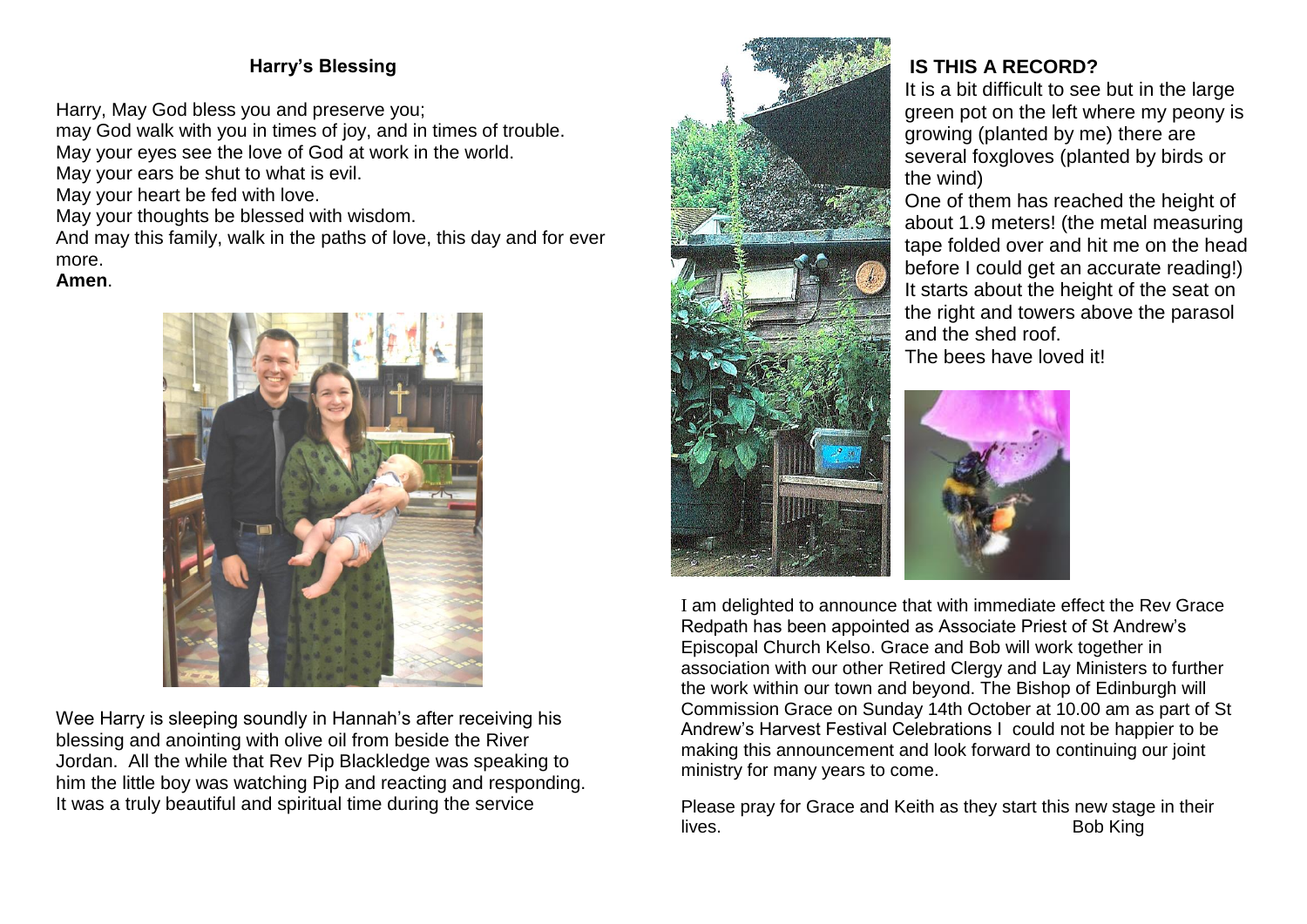## Harry's Blessing

Harry, May God bless you and preserve you;
may God walk with you in times of joy, and in times of trouble.
May your eyes see the love of God at work in the world.
May your ears be shut to what is evil.
May your heart be fed with love.
May your thoughts be blessed with wisdom.
And may this family, walk in the paths of love, this day and for ever more.
**Amen**.

Wee Harry is sleeping soundly in Hannah's after receiving his blessing and anointing with olive oil from beside the River Jordan. All the while that Rev Pip Blackledge was speaking to him the little boy was watching Pip and reacting and responding. It was a truly beautiful and spiritual time during the service

## IS THIS A RECORD?

It is a bit difficult to see but in the large green pot on the left where my peony is growing (planted by me) there are several foxgloves (planted by birds or the wind)
One of them has reached the height of about 1.9 meters! (the metal measuring tape folded over and hit me on the head before I could get an accurate reading!) It starts about the height of the seat on the right and towers above the parasol and the shed roof.
The bees have loved it!

I am delighted to announce that with immediate effect the Rev Grace Redpath has been appointed as Associate Priest of St Andrew's Episcopal Church Kelso. Grace and Bob will work together in association with our other Retired Clergy and Lay Ministers to further the work within our town and beyond. The Bishop of Edinburgh will Commission Grace on Sunday 14th October at 10.00 am as part of St Andrew's Harvest Festival Celebrations I could not be happier to be making this announcement and look forward to continuing our joint ministry for many years to come.

Please pray for Grace and Keith as they start this new stage in their lives.

Bob King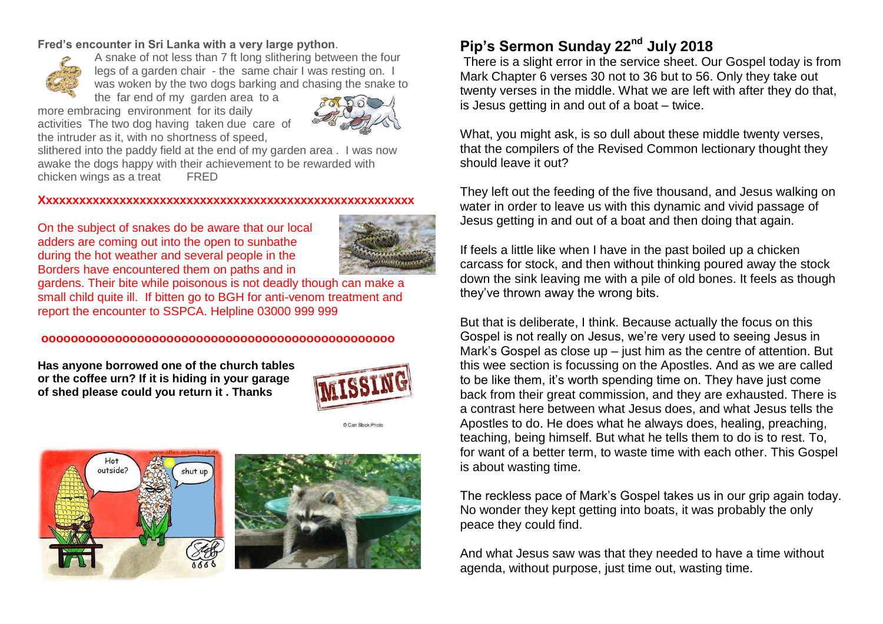**Fred's encounter in Sri Lanka with a very large python**.

A snake of not less than 7 ft long slithering between the four legs of a garden chair - the same chair I was resting on. I was woken by the two dogs barking and chasing the snake to the far end of my garden area to a more embracing environment for its daily activities The two dog having taken due care of the intruder as it, with no shortness of speed, slithered into the paddy field at the end of my garden area . I was now awake the dogs happy with their achievement to be rewarded with chicken wings as a treat FRED

Xxxxxxxxxxxxxxxxxxxxxxxxxxxxxxxxxxxxxxxxxxxxxxxxxxxxxxxxxx

On the subject of snakes do be aware that our local adders are coming out into the open to sunbathe during the hot weather and several people in the Borders have encountered them on paths and in gardens. Their bite while poisonous is not deadly though can make a small child quite ill. If bitten go to BGH for anti-venom treatment and report the encounter to SSPCA. Helpline 03000 999 999

oooooooooooooooooooooooooooooooooooooooooooooo

**Has anyone borrowed one of the church tables or the coffee urn? If it is hiding in your garage of shed please could you return it . Thanks**

## Pip's Sermon Sunday 22nd July 2018

There is a slight error in the service sheet. Our Gospel today is from Mark Chapter 6 verses 30 not to 36 but to 56. Only they take out twenty verses in the middle. What we are left with after they do that, is Jesus getting in and out of a boat – twice.

What, you might ask, is so dull about these middle twenty verses, that the compilers of the Revised Common lectionary thought they should leave it out?

They left out the feeding of the five thousand, and Jesus walking on water in order to leave us with this dynamic and vivid passage of Jesus getting in and out of a boat and then doing that again.

If feels a little like when I have in the past boiled up a chicken carcass for stock, and then without thinking poured away the stock down the sink leaving me with a pile of old bones. It feels as though they've thrown away the wrong bits.

But that is deliberate, I think. Because actually the focus on this Gospel is not really on Jesus, we're very used to seeing Jesus in Mark's Gospel as close up – just him as the centre of attention. But this wee section is focussing on the Apostles. And as we are called to be like them, it's worth spending time on. They have just come back from their great commission, and they are exhausted. There is a contrast here between what Jesus does, and what Jesus tells the Apostles to do. He does what he always does, healing, preaching, teaching, being himself. But what he tells them to do is to rest. To, for want of a better term, to waste time with each other. This Gospel is about wasting time.

The reckless pace of Mark's Gospel takes us in our grip again today. No wonder they kept getting into boats, it was probably the only peace they could find.

And what Jesus saw was that they needed to have a time without agenda, without purpose, just time out, wasting time.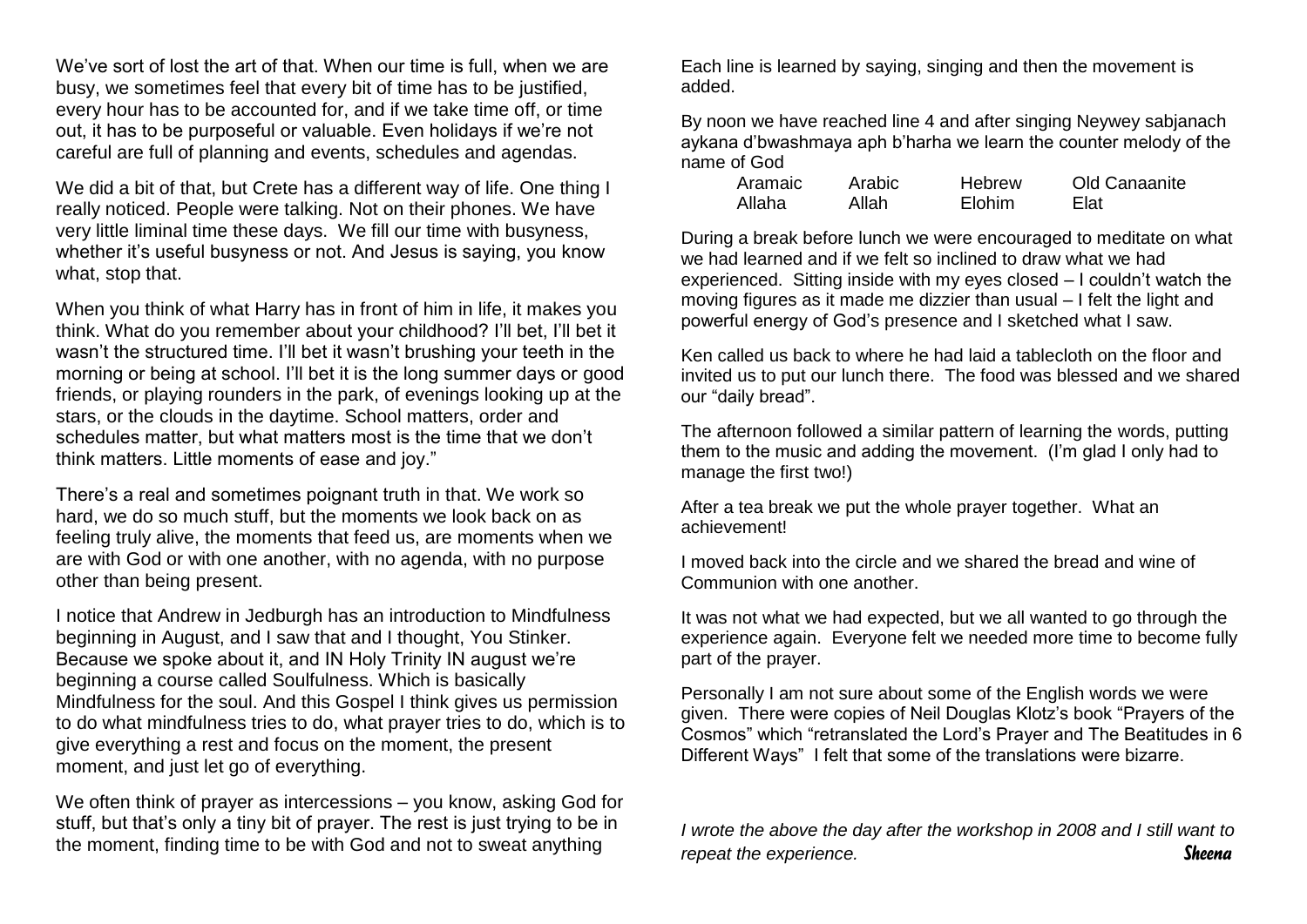We've sort of lost the art of that. When our time is full, when we are busy, we sometimes feel that every bit of time has to be justified, every hour has to be accounted for, and if we take time off, or time out, it has to be purposeful or valuable. Even holidays if we're not careful are full of planning and events, schedules and agendas.

We did a bit of that, but Crete has a different way of life. One thing I really noticed. People were talking. Not on their phones. We have very little liminal time these days. We fill our time with busyness, whether it's useful busyness or not. And Jesus is saying, you know what, stop that.

When you think of what Harry has in front of him in life, it makes you think. What do you remember about your childhood? I'll bet, I'll bet it wasn't the structured time. I'll bet it wasn't brushing your teeth in the morning or being at school. I'll bet it is the long summer days or good friends, or playing rounders in the park, of evenings looking up at the stars, or the clouds in the daytime. School matters, order and schedules matter, but what matters most is the time that we don't think matters. Little moments of ease and joy."

There's a real and sometimes poignant truth in that. We work so hard, we do so much stuff, but the moments we look back on as feeling truly alive, the moments that feed us, are moments when we are with God or with one another, with no agenda, with no purpose other than being present.

I notice that Andrew in Jedburgh has an introduction to Mindfulness beginning in August, and I saw that and I thought, You Stinker. Because we spoke about it, and IN Holy Trinity IN august we're beginning a course called Soulfulness. Which is basically Mindfulness for the soul. And this Gospel I think gives us permission to do what mindfulness tries to do, what prayer tries to do, which is to give everything a rest and focus on the moment, the present moment, and just let go of everything.

We often think of prayer as intercessions – you know, asking God for stuff, but that's only a tiny bit of prayer. The rest is just trying to be in the moment, finding time to be with God and not to sweat anything

Each line is learned by saying, singing and then the movement is added.

By noon we have reached line 4 and after singing Neywey sabjanach aykana d'bwashmaya aph b'harha we learn the counter melody of the name of God

| Aramaic | Arabic | Hebrew | Old Canaanite |
| --- | --- | --- | --- |
| Allaha | Allah | Elohim | Elat |

During a break before lunch we were encouraged to meditate on what we had learned and if we felt so inclined to draw what we had experienced. Sitting inside with my eyes closed – I couldn't watch the moving figures as it made me dizzier than usual – I felt the light and powerful energy of God's presence and I sketched what I saw.

Ken called us back to where he had laid a tablecloth on the floor and invited us to put our lunch there. The food was blessed and we shared our "daily bread".

The afternoon followed a similar pattern of learning the words, putting them to the music and adding the movement. (I'm glad I only had to manage the first two!)

After a tea break we put the whole prayer together. What an achievement!

I moved back into the circle and we shared the bread and wine of Communion with one another.

It was not what we had expected, but we all wanted to go through the experience again. Everyone felt we needed more time to become fully part of the prayer.

Personally I am not sure about some of the English words we were given. There were copies of Neil Douglas Klotz's book "Prayers of the Cosmos" which "retranslated the Lord's Prayer and The Beatitudes in 6 Different Ways" I felt that some of the translations were bizarre.

*I wrote the above the day after the workshop in 2008 and I still want to repeat the experience.*

**Sheena**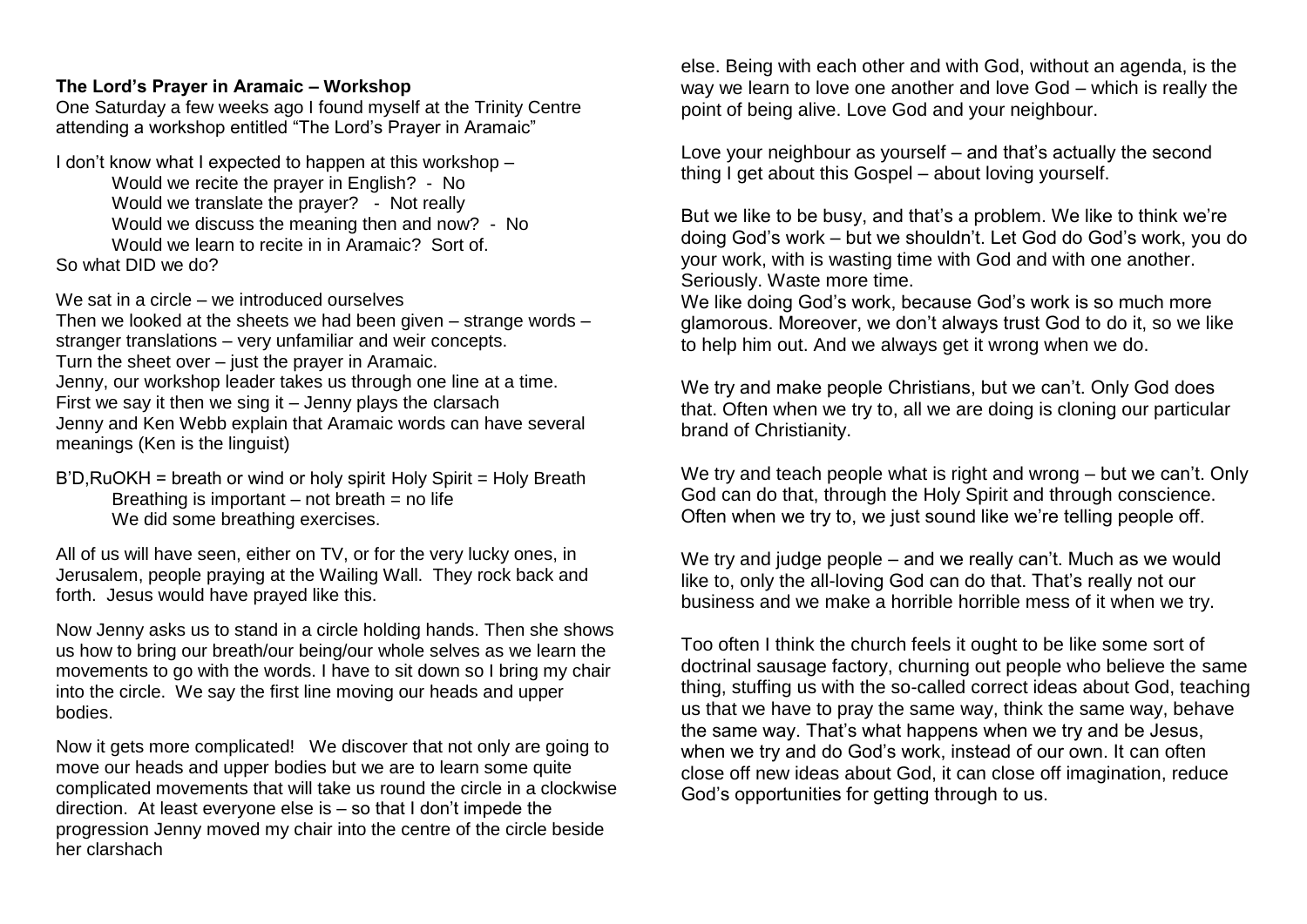**The Lord's Prayer in Aramaic – Workshop**
One Saturday a few weeks ago I found myself at the Trinity Centre attending a workshop entitled "The Lord's Prayer in Aramaic"

I don't know what I expected to happen at this workshop –

Would we recite the prayer in English? - No
Would we translate the prayer? - Not really
Would we discuss the meaning then and now? - No
Would we learn to recite in in Aramaic? Sort of.

So what DID we do?

We sat in a circle – we introduced ourselves
Then we looked at the sheets we had been given – strange words – stranger translations – very unfamiliar and weir concepts.
Turn the sheet over – just the prayer in Aramaic.
Jenny, our workshop leader takes us through one line at a time.
First we say it then we sing it – Jenny plays the clarsach
Jenny and Ken Webb explain that Aramaic words can have several meanings (Ken is the linguist)

B'D,RuOKH = breath or wind or holy spirit Holy Spirit = Holy Breath
Breathing is important – not breath = no life
We did some breathing exercises.

All of us will have seen, either on TV, or for the very lucky ones, in Jerusalem, people praying at the Wailing Wall. They rock back and forth. Jesus would have prayed like this.

Now Jenny asks us to stand in a circle holding hands. Then she shows us how to bring our breath/our being/our whole selves as we learn the movements to go with the words. I have to sit down so I bring my chair into the circle. We say the first line moving our heads and upper bodies.

Now it gets more complicated! We discover that not only are going to move our heads and upper bodies but we are to learn some quite complicated movements that will take us round the circle in a clockwise direction. At least everyone else is – so that I don't impede the progression Jenny moved my chair into the centre of the circle beside her clarshach

else. Being with each other and with God, without an agenda, is the way we learn to love one another and love God – which is really the point of being alive. Love God and your neighbour.

Love your neighbour as yourself – and that's actually the second thing I get about this Gospel – about loving yourself.

But we like to be busy, and that's a problem. We like to think we're doing God's work – but we shouldn't. Let God do God's work, you do your work, with is wasting time with God and with one another. Seriously. Waste more time.
We like doing God's work, because God's work is so much more glamorous. Moreover, we don't always trust God to do it, so we like to help him out. And we always get it wrong when we do.

We try and make people Christians, but we can't. Only God does that. Often when we try to, all we are doing is cloning our particular brand of Christianity.

We try and teach people what is right and wrong – but we can't. Only God can do that, through the Holy Spirit and through conscience. Often when we try to, we just sound like we're telling people off.

We try and judge people – and we really can't. Much as we would like to, only the all-loving God can do that. That's really not our business and we make a horrible horrible mess of it when we try.

Too often I think the church feels it ought to be like some sort of doctrinal sausage factory, churning out people who believe the same thing, stuffing us with the so-called correct ideas about God, teaching us that we have to pray the same way, think the same way, behave the same way. That's what happens when we try and be Jesus, when we try and do God's work, instead of our own. It can often close off new ideas about God, it can close off imagination, reduce God's opportunities for getting through to us.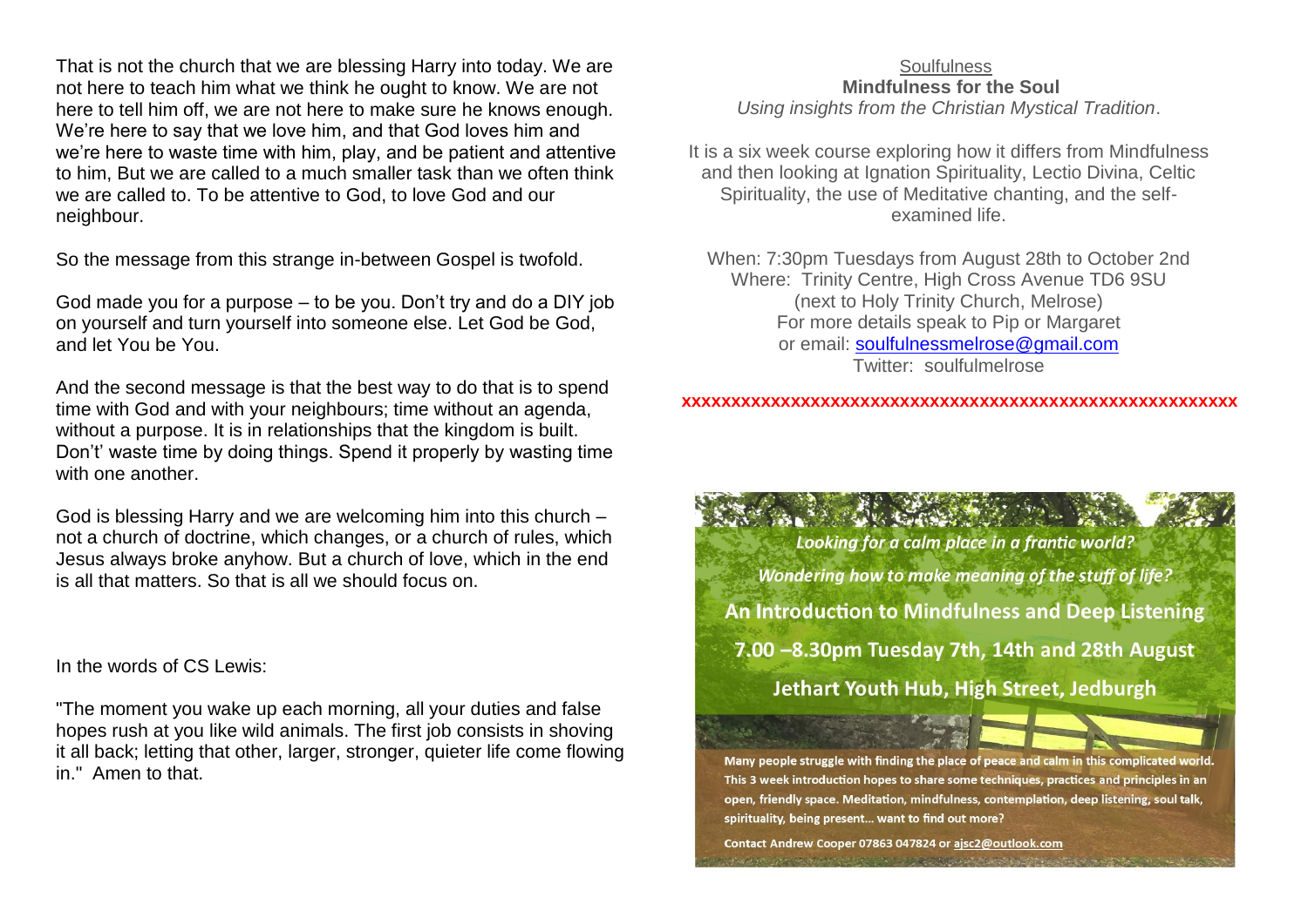That is not the church that we are blessing Harry into today. We are not here to teach him what we think he ought to know. We are not here to tell him off, we are not here to make sure he knows enough. We're here to say that we love him, and that God loves him and we're here to waste time with him, play, and be patient and attentive to him, But we are called to a much smaller task than we often think we are called to. To be attentive to God, to love God and our neighbour.

So the message from this strange in-between Gospel is twofold.

God made you for a purpose – to be you. Don't try and do a DIY job on yourself and turn yourself into someone else. Let God be God, and let You be You.

And the second message is that the best way to do that is to spend time with God and with your neighbours; time without an agenda, without a purpose. It is in relationships that the kingdom is built. Don't' waste time by doing things. Spend it properly by wasting time with one another.

God is blessing Harry and we are welcoming him into this church – not a church of doctrine, which changes, or a church of rules, which Jesus always broke anyhow. But a church of love, which in the end is all that matters. So that is all we should focus on.

In the words of CS Lewis:

"The moment you wake up each morning, all your duties and false hopes rush at you like wild animals. The first job consists in shoving it all back; letting that other, larger, stronger, quieter life come flowing in." Amen to that.

Soulfulness

**Mindfulness for the Soul**

*Using insights from the Christian Mystical Tradition*.

It is a six week course exploring how it differs from Mindfulness and then looking at Ignation Spirituality, Lectio Divina, Celtic Spirituality, the use of Meditative chanting, and the self-examined life.

When: 7:30pm Tuesdays from August 28th to October 2nd
Where: Trinity Centre, High Cross Avenue TD6 9SU
(next to Holy Trinity Church, Melrose)
For more details speak to Pip or Margaret
or email: soulfulnessmelrose@gmail.com
Twitter: soulfulmelrose

xxxxxxxxxxxxxxxxxxxxxxxxxxxxxxxxxxxxxxxxxxxxxxxxxxxxxxxxxx

*Looking for a calm place in a frantic world?*

*Wondering how to make meaning of the stuff of life?*

**An Introduction to Mindfulness and Deep Listening**

**7.00 –8.30pm Tuesday 7th, 14th and 28th August**

**Jethart Youth Hub, High Street, Jedburgh**

Many people struggle with finding the place of peace and calm in this complicated world. This 3 week introduction hopes to share some techniques, practices and principles in an open, friendly space. Meditation, mindfulness, contemplation, deep listening, soul talk, spirituality, being present... want to find out more?

Contact Andrew Cooper 07863 047824 or ajsc2@outlook.com